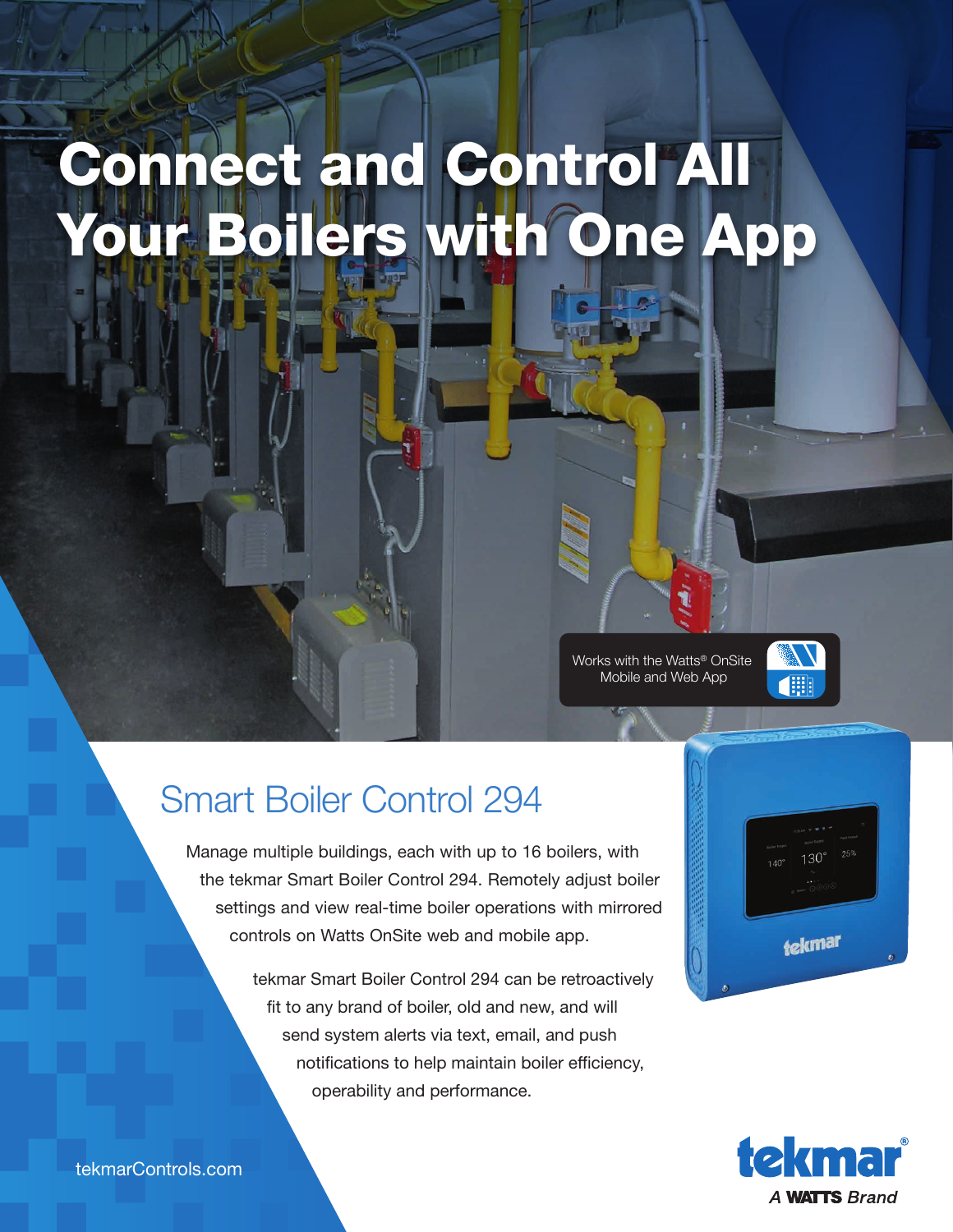# Connect and Control All Your Boilers with One App

Works with the Watts® OnSite Mobile and Web App

## Smart Boiler Control 294

Manage multiple buildings, each with up to 16 boilers, with the tekmar Smart Boiler Control 294. Remotely adjust boiler settings and view real-time boiler operations with mirrored controls on Watts OnSite web and mobile app.

tekmar Smart Boiler Control 294 can be retroactively fit to any brand of boiler, old and new, and will send system alerts via text, email, and push notifications to help maintain boiler efficiency, operability and performance.

tekmarControls.com

tekmar®
*A WATTS Brand*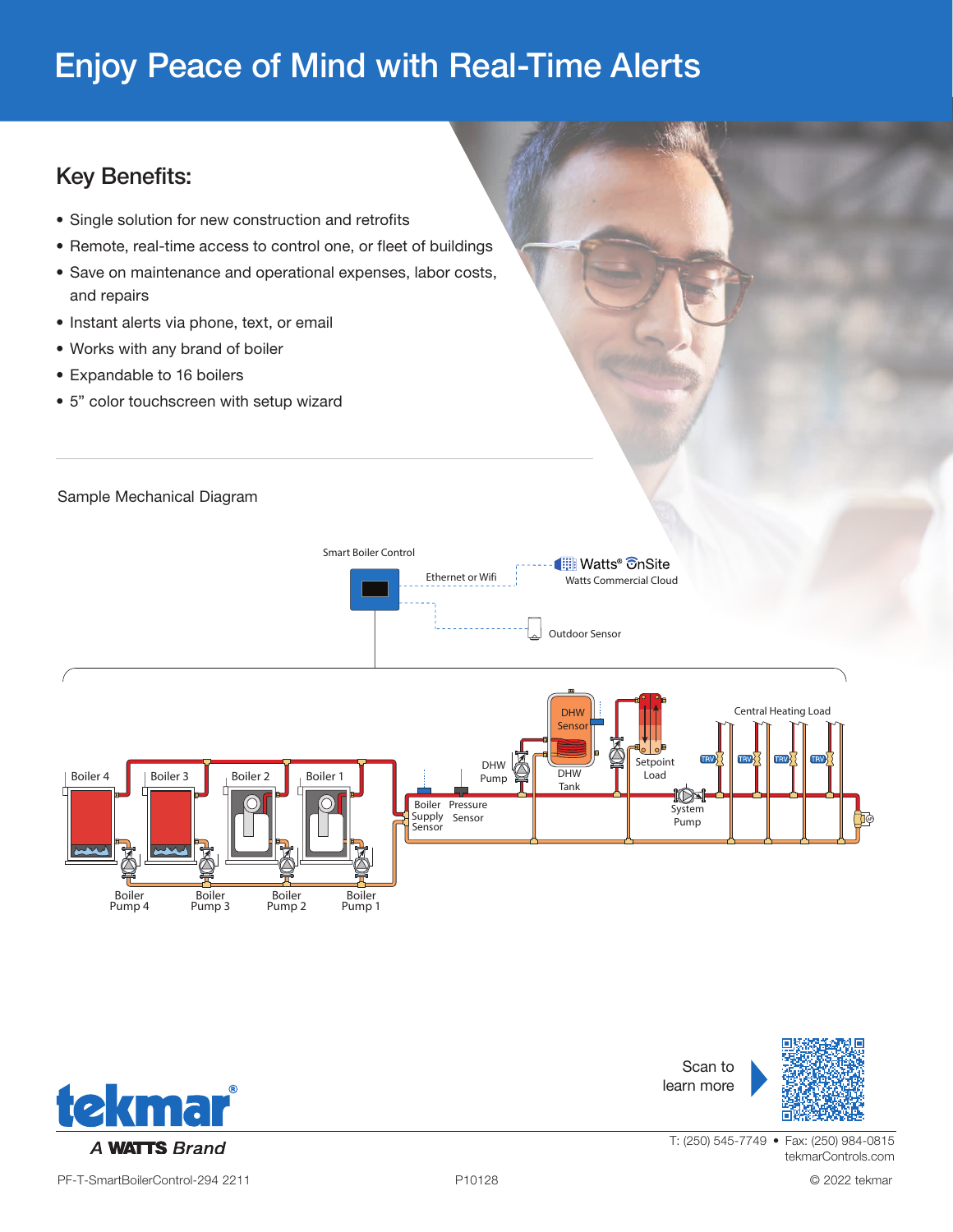# Enjoy Peace of Mind with Real-Time Alerts

## Key Benefits:

- Single solution for new construction and retrofits
- Remote, real-time access to control one, or fleet of buildings
- Save on maintenance and operational expenses, labor costs, and repairs
- Instant alerts via phone, text, or email
- Works with any brand of boiler
- Expandable to 16 boilers
- 5" color touchscreen with setup wizard

Sample Mechanical Diagram

Smart Boiler Control
Ethernet or Wifi
Watts® OnSite
Watts Commercial Cloud
Outdoor Sensor
Boiler 4
Boiler 3
Boiler 2
Boiler 1
Boiler Pump 4
Boiler Pump 3
Boiler Pump 2
Boiler Pump 1
Boiler Supply Sensor
Pressure Sensor
DHW Pump
DHW Sensor
DHW Tank
Setpoint Load
System Pump
Central Heating Load
TRV
TRV
TRV
TRV

Scan to learn more

tekmar®
A WATTS Brand

T: (250) 545-7749 • Fax: (250) 984-0815
tekmarControls.com

PF-T-SmartBoilerControl-294 2211

P10128

© 2022 tekmar